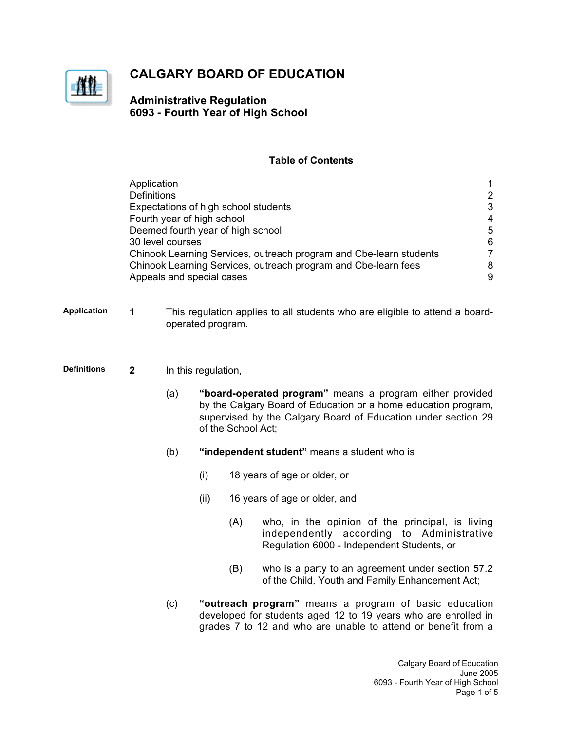# CALGARY BOARD OF EDUCATION

## Administrative Regulation
## 6093 - Fourth Year of High School

### Table of Contents

| | |
|---|---|
| Application | 1 |
| Definitions | 2 |
| Expectations of high school students | 3 |
| Fourth year of high school | 4 |
| Deemed fourth year of high school | 5 |
| 30 level courses | 6 |
| Chinook Learning Services, outreach program and Cbe-learn students | 7 |
| Chinook Learning Services, outreach program and Cbe-learn fees | 8 |
| Appeals and special cases | 9 |

**Application**

**1** This regulation applies to all students who are eligible to attend a board-operated program.

**Definitions**

**2** In this regulation,

(a) **"board-operated program"** means a program either provided by the Calgary Board of Education or a home education program, supervised by the Calgary Board of Education under section 29 of the School Act;

(b) **"independent student"** means a student who is

(i) 18 years of age or older, or

(ii) 16 years of age or older, and

(A) who, in the opinion of the principal, is living independently according to Administrative Regulation 6000 - Independent Students, or

(B) who is a party to an agreement under section 57.2 of the Child, Youth and Family Enhancement Act;

(c) **"outreach program"** means a program of basic education developed for students aged 12 to 19 years who are enrolled in grades 7 to 12 and who are unable to attend or benefit from a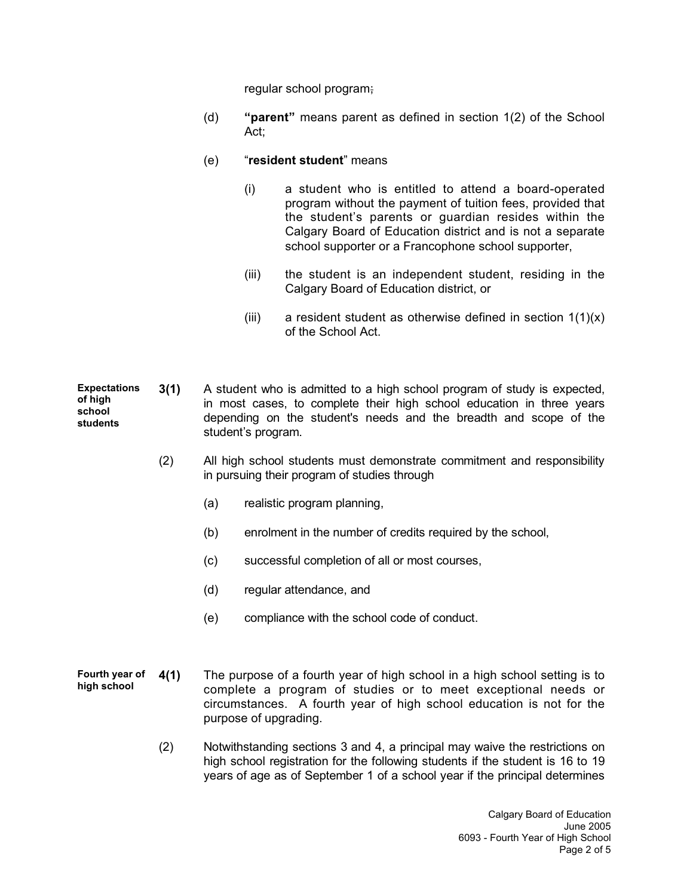regular school program;

(d) **"parent"** means parent as defined in section 1(2) of the School Act;

(e) "**resident student**" means

(i) a student who is entitled to attend a board-operated program without the payment of tuition fees, provided that the student's parents or guardian resides within the Calgary Board of Education district and is not a separate school supporter or a Francophone school supporter,

(iii) the student is an independent student, residing in the Calgary Board of Education district, or

(iii) a resident student as otherwise defined in section 1(1)(x) of the School Act.

**Expectations of high school students**

**3(1)** A student who is admitted to a high school program of study is expected, in most cases, to complete their high school education in three years depending on the student's needs and the breadth and scope of the student's program.

(2) All high school students must demonstrate commitment and responsibility in pursuing their program of studies through

(a) realistic program planning,

(b) enrolment in the number of credits required by the school,

(c) successful completion of all or most courses,

(d) regular attendance, and

(e) compliance with the school code of conduct.

**Fourth year of high school**

**4(1)** The purpose of a fourth year of high school in a high school setting is to complete a program of studies or to meet exceptional needs or circumstances. A fourth year of high school education is not for the purpose of upgrading.

(2) Notwithstanding sections 3 and 4, a principal may waive the restrictions on high school registration for the following students if the student is 16 to 19 years of age as of September 1 of a school year if the principal determines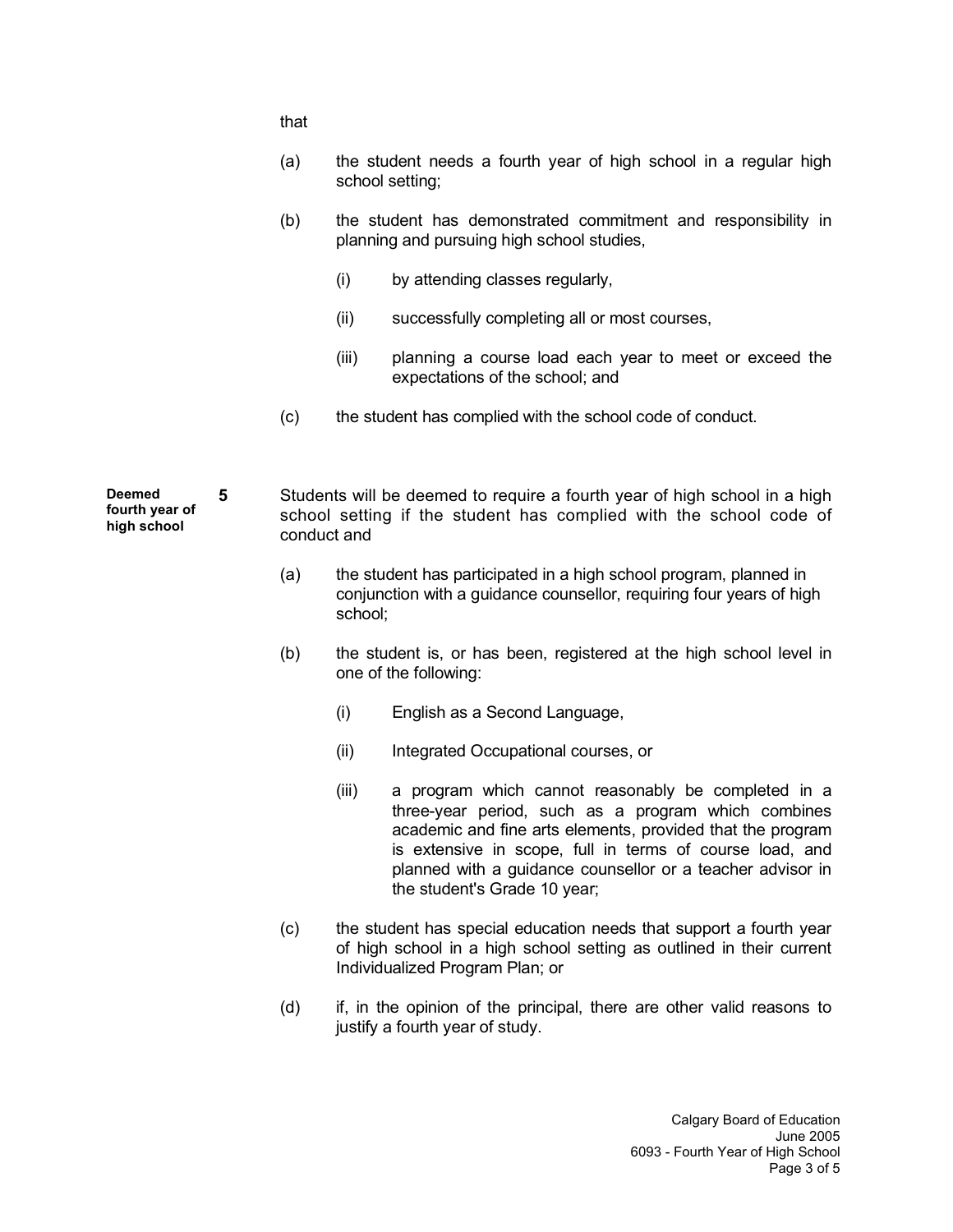that

(a) the student needs a fourth year of high school in a regular high school setting;

(b) the student has demonstrated commitment and responsibility in planning and pursuing high school studies,

   (i) by attending classes regularly,

   (ii) successfully completing all or most courses,

   (iii) planning a course load each year to meet or exceed the expectations of the school; and

(c) the student has complied with the school code of conduct.

**Deemed fourth year of high school**

**5** Students will be deemed to require a fourth year of high school in a high school setting if the student has complied with the school code of conduct and

(a) the student has participated in a high school program, planned in conjunction with a guidance counsellor, requiring four years of high school;

(b) the student is, or has been, registered at the high school level in one of the following:

   (i) English as a Second Language,

   (ii) Integrated Occupational courses, or

   (iii) a program which cannot reasonably be completed in a three-year period, such as a program which combines academic and fine arts elements, provided that the program is extensive in scope, full in terms of course load, and planned with a guidance counsellor or a teacher advisor in the student's Grade 10 year;

(c) the student has special education needs that support a fourth year of high school in a high school setting as outlined in their current Individualized Program Plan; or

(d) if, in the opinion of the principal, there are other valid reasons to justify a fourth year of study.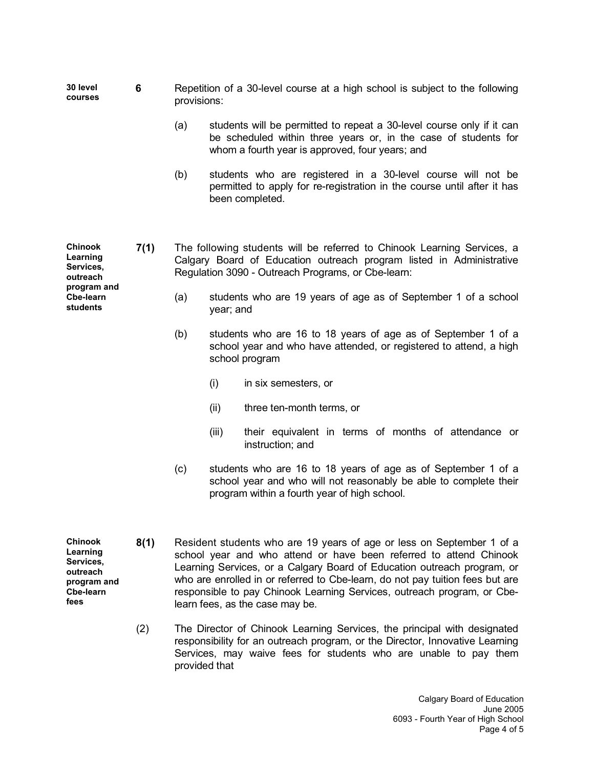**30 level courses**

**6** Repetition of a 30-level course at a high school is subject to the following provisions:

(a) students will be permitted to repeat a 30-level course only if it can be scheduled within three years or, in the case of students for whom a fourth year is approved, four years; and

(b) students who are registered in a 30-level course will not be permitted to apply for re-registration in the course until after it has been completed.

**Chinook Learning Services, outreach program and Cbe-learn students**

**7(1)** The following students will be referred to Chinook Learning Services, a Calgary Board of Education outreach program listed in Administrative Regulation 3090 - Outreach Programs, or Cbe-learn:

(a) students who are 19 years of age as of September 1 of a school year; and

(b) students who are 16 to 18 years of age as of September 1 of a school year and who have attended, or registered to attend, a high school program

(i) in six semesters, or

(ii) three ten-month terms, or

(iii) their equivalent in terms of months of attendance or instruction; and

(c) students who are 16 to 18 years of age as of September 1 of a school year and who will not reasonably be able to complete their program within a fourth year of high school.

**Chinook Learning Services, outreach program and Cbe-learn fees**

**8(1)** Resident students who are 19 years of age or less on September 1 of a school year and who attend or have been referred to attend Chinook Learning Services, or a Calgary Board of Education outreach program, or who are enrolled in or referred to Cbe-learn, do not pay tuition fees but are responsible to pay Chinook Learning Services, outreach program, or Cbe-learn fees, as the case may be.

(2) The Director of Chinook Learning Services, the principal with designated responsibility for an outreach program, or the Director, Innovative Learning Services, may waive fees for students who are unable to pay them provided that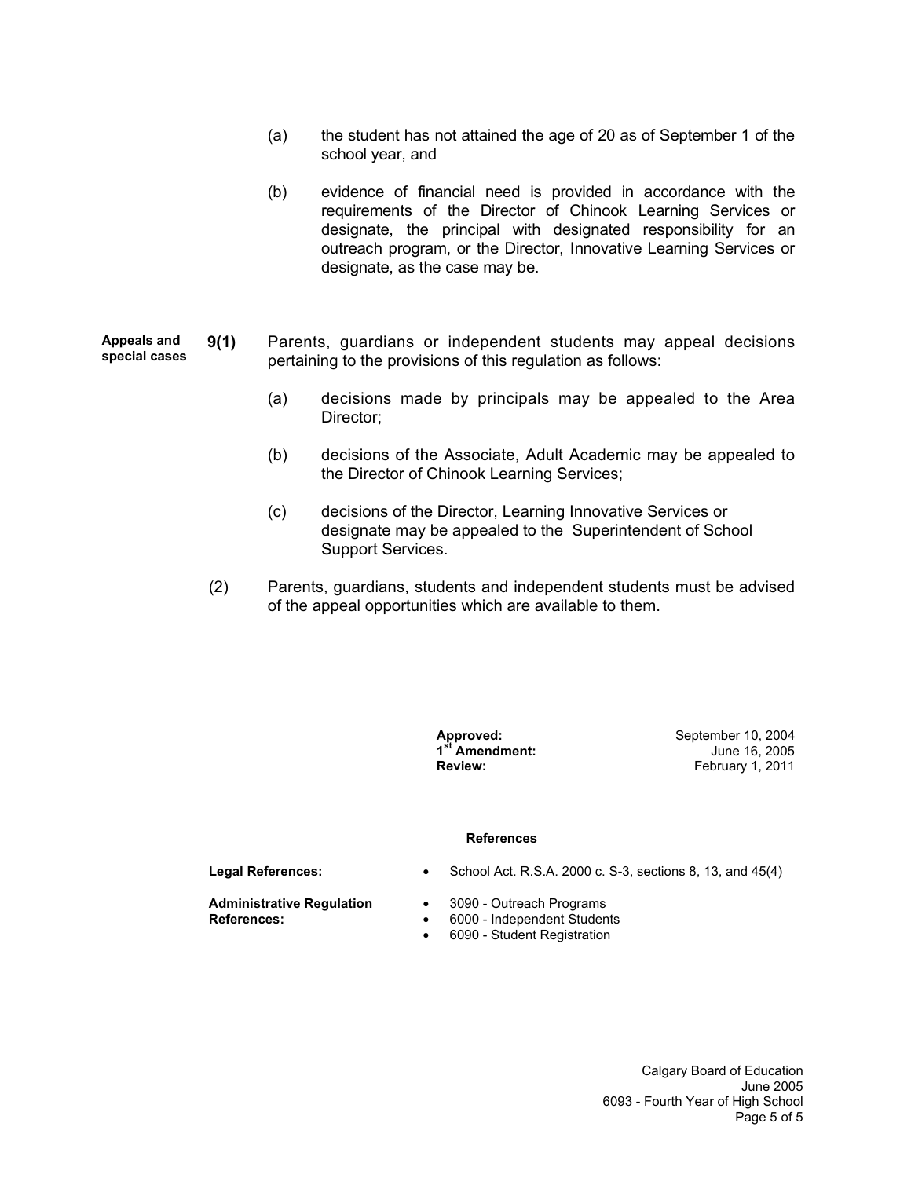(a) the student has not attained the age of 20 as of September 1 of the school year, and

(b) evidence of financial need is provided in accordance with the requirements of the Director of Chinook Learning Services or designate, the principal with designated responsibility for an outreach program, or the Director, Innovative Learning Services or designate, as the case may be.

**Appeals and special cases**

**9(1)** Parents, guardians or independent students may appeal decisions pertaining to the provisions of this regulation as follows:

(a) decisions made by principals may be appealed to the Area Director;

(b) decisions of the Associate, Adult Academic may be appealed to the Director of Chinook Learning Services;

(c) decisions of the Director, Learning Innovative Services or designate may be appealed to the Superintendent of School Support Services.

(2) Parents, guardians, students and independent students must be advised of the appeal opportunities which are available to them.

**Approved:** September 10, 2004
**1st Amendment:** June 16, 2005
**Review:** February 1, 2011

**References**

**Legal References:**
- School Act. R.S.A. 2000 c. S-3, sections 8, 13, and 45(4)

**Administrative Regulation References:**
- 3090 - Outreach Programs
- 6000 - Independent Students
- 6090 - Student Registration